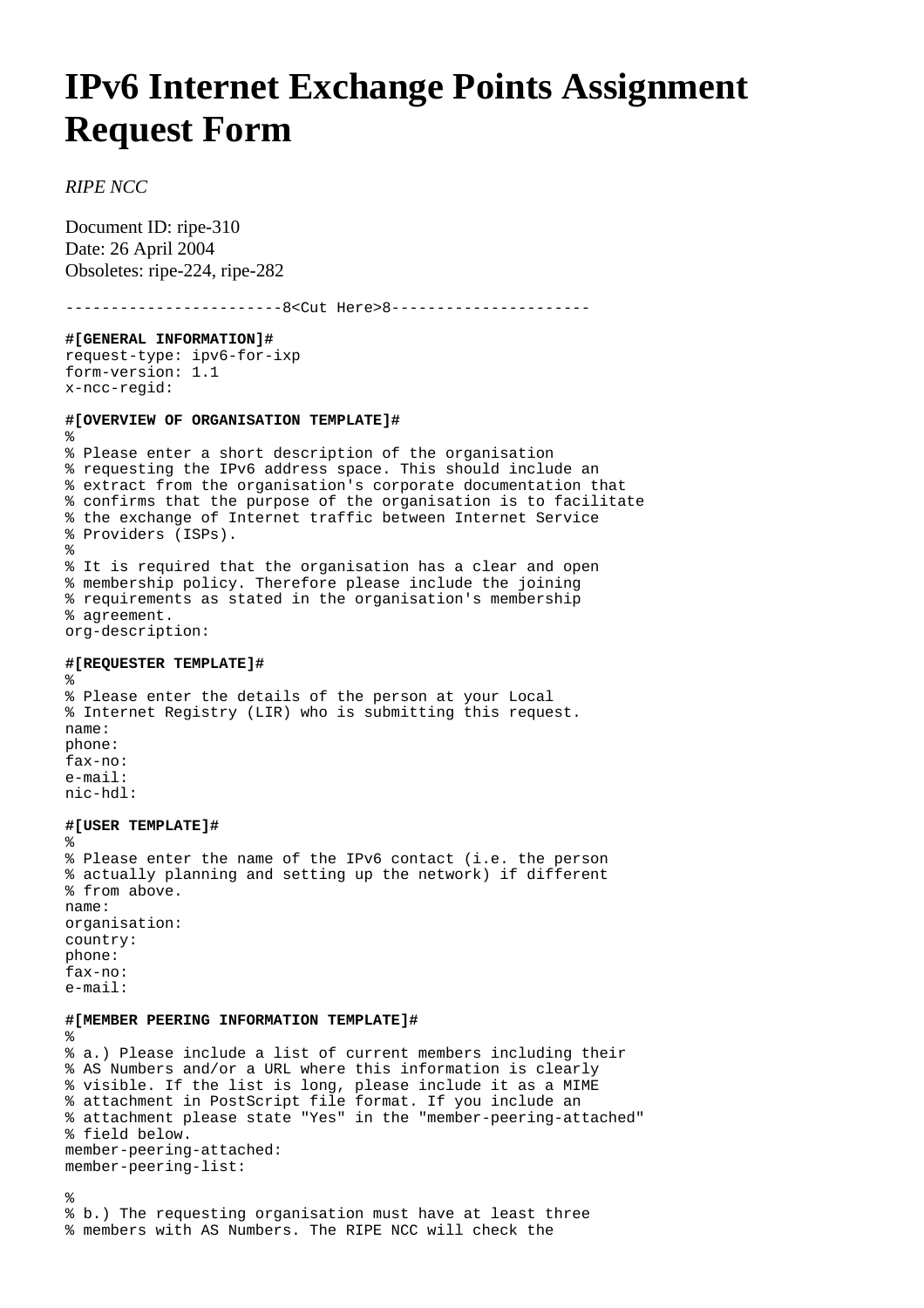# IPv6 Internet Exchange Points Assignment Request Form

*RIPE NCC*

Document ID: ripe-310
Date: 26 April 2004
Obsoletes: ripe-224, ripe-282

```
------------------------8<Cut Here>8----------------------

#[GENERAL INFORMATION]#
request-type: ipv6-for-ixp
form-version: 1.1
x-ncc-regid:

#[OVERVIEW OF ORGANISATION TEMPLATE]#
%
% Please enter a short description of the organisation
% requesting the IPv6 address space. This should include an
% extract from the organisation's corporate documentation that
% confirms that the purpose of the organisation is to facilitate
% the exchange of Internet traffic between Internet Service
% Providers (ISPs).
%
% It is required that the organisation has a clear and open
% membership policy. Therefore please include the joining
% requirements as stated in the organisation's membership
% agreement.
org-description:

#[REQUESTER TEMPLATE]#
%
% Please enter the details of the person at your Local
% Internet Registry (LIR) who is submitting this request.
name:
phone:
fax-no:
e-mail:
nic-hdl:

#[USER TEMPLATE]#
%
% Please enter the name of the IPv6 contact (i.e. the person
% actually planning and setting up the network) if different
% from above.
name:
organisation:
country:
phone:
fax-no:
e-mail:

#[MEMBER PEERING INFORMATION TEMPLATE]#
%
% a.) Please include a list of current members including their
% AS Numbers and/or a URL where this information is clearly
% visible. If the list is long, please include it as a MIME
% attachment in PostScript file format. If you include an
% attachment please state "Yes" in the "member-peering-attached"
% field below.
member-peering-attached:
member-peering-list:

%
% b.) The requesting organisation must have at least three
% members with AS Numbers. The RIPE NCC will check the
```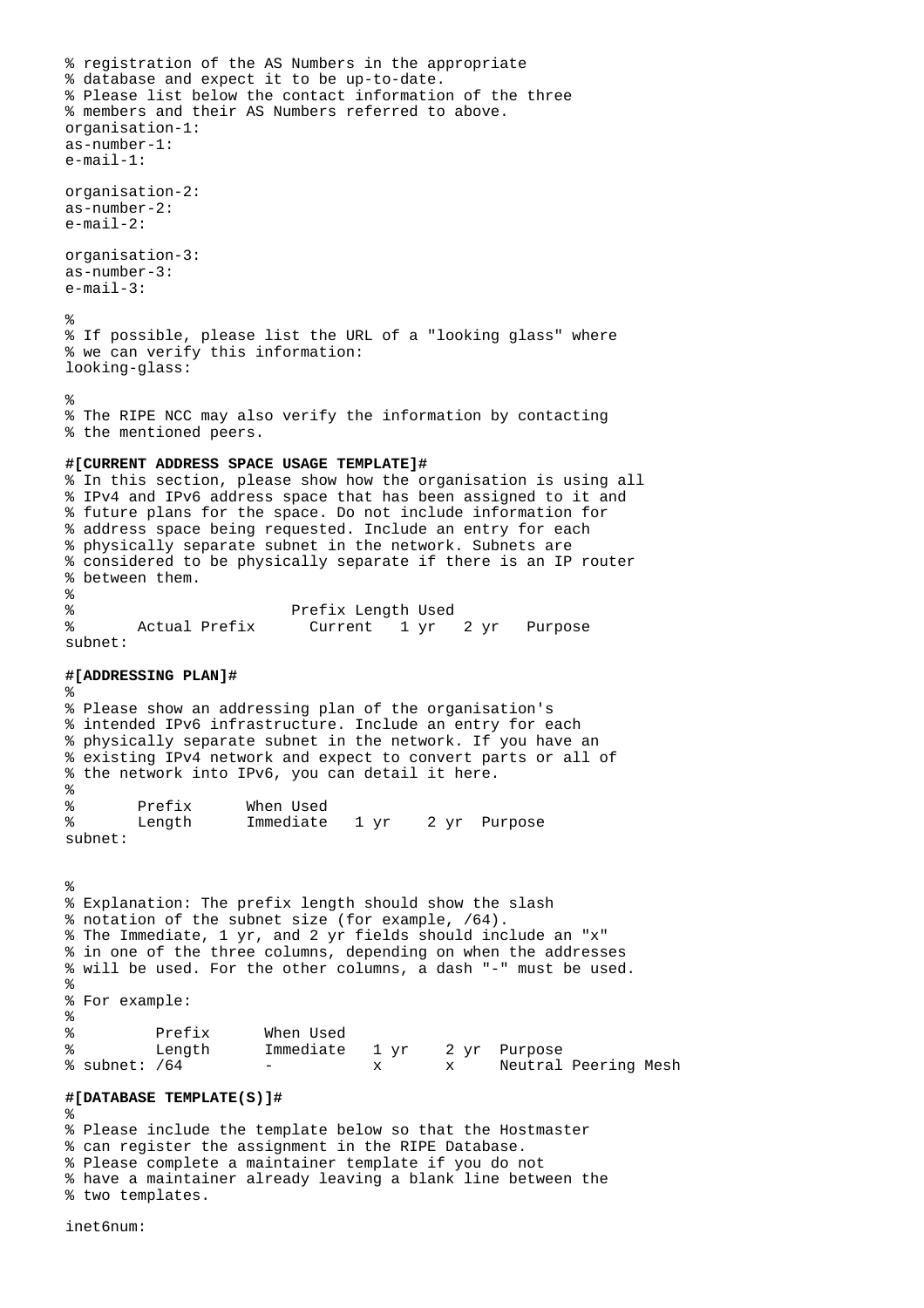```
% registration of the AS Numbers in the appropriate
% database and expect it to be up-to-date.
% Please list below the contact information of the three
% members and their AS Numbers referred to above.
organisation-1:
as-number-1:
e-mail-1:

organisation-2:
as-number-2:
e-mail-2:

organisation-3:
as-number-3:
e-mail-3:

%
% If possible, please list the URL of a "looking glass" where
% we can verify this information:
looking-glass:

%
% The RIPE NCC may also verify the information by contacting
% the mentioned peers.
```

**#[CURRENT ADDRESS SPACE USAGE TEMPLATE]#**

```
% In this section, please show how the organisation is using all
% IPv4 and IPv6 address space that has been assigned to it and
% future plans for the space. Do not include information for
% address space being requested. Include an entry for each
% physically separate subnet in the network. Subnets are
% considered to be physically separate if there is an IP router
% between them.
%
%                       Prefix Length Used
%       Actual Prefix      Current   1 yr   2 yr   Purpose
subnet:
```

**#[ADDRESSING PLAN]#**

```
%
% Please show an addressing plan of the organisation's
% intended IPv6 infrastructure. Include an entry for each
% physically separate subnet in the network. If you have an
% existing IPv4 network and expect to convert parts or all of
% the network into IPv6, you can detail it here.
%
%       Prefix      When Used
%       Length      Immediate   1 yr    2 yr  Purpose
subnet:


%
% Explanation: The prefix length should show the slash
% notation of the subnet size (for example, /64).
% The Immediate, 1 yr, and 2 yr fields should include an "x"
% in one of the three columns, depending on when the addresses
% will be used. For the other columns, a dash "-" must be used.
%
% For example:
%
%         Prefix      When Used
%         Length      Immediate   1 yr    2 yr  Purpose
% subnet: /64         -           x       x     Neutral Peering Mesh
```

**#[DATABASE TEMPLATE(S)]#**

```
%
% Please include the template below so that the Hostmaster
% can register the assignment in the RIPE Database.
% Please complete a maintainer template if you do not
% have a maintainer already leaving a blank line between the
% two templates.

inet6num:
```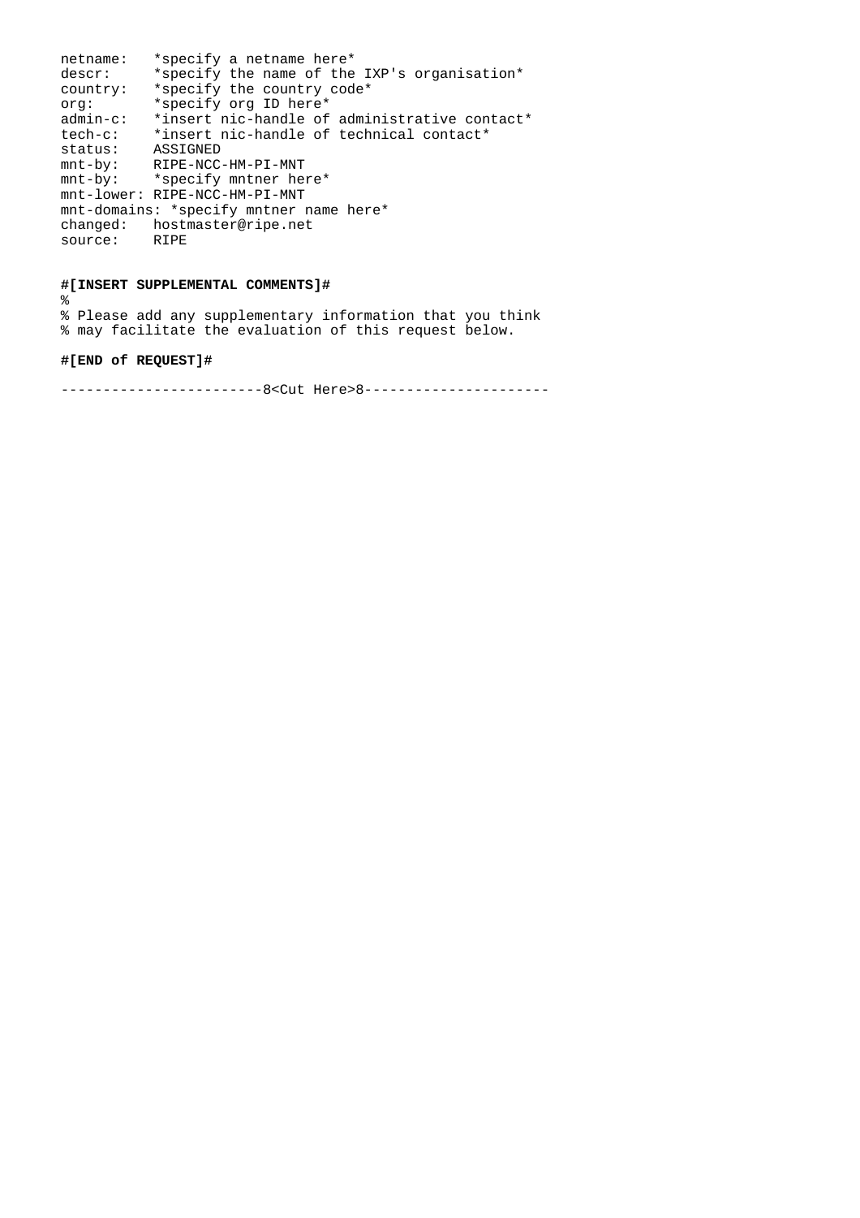```
netname:   *specify a netname here*
descr:     *specify the name of the IXP's organisation*
country:   *specify the country code*
org:       *specify org ID here*
admin-c:   *insert nic-handle of administrative contact*
tech-c:    *insert nic-handle of technical contact*
status:    ASSIGNED
mnt-by:    RIPE-NCC-HM-PI-MNT
mnt-by:    *specify mntner here*
mnt-lower: RIPE-NCC-HM-PI-MNT
mnt-domains: *specify mntner name here*
changed:   hostmaster@ripe.net
source:    RIPE
```

**#[INSERT SUPPLEMENTAL COMMENTS]#**

```
%
% Please add any supplementary information that you think
% may facilitate the evaluation of this request below.
```

**#[END of REQUEST]#**

```
------------------------8<Cut Here>8----------------------
```